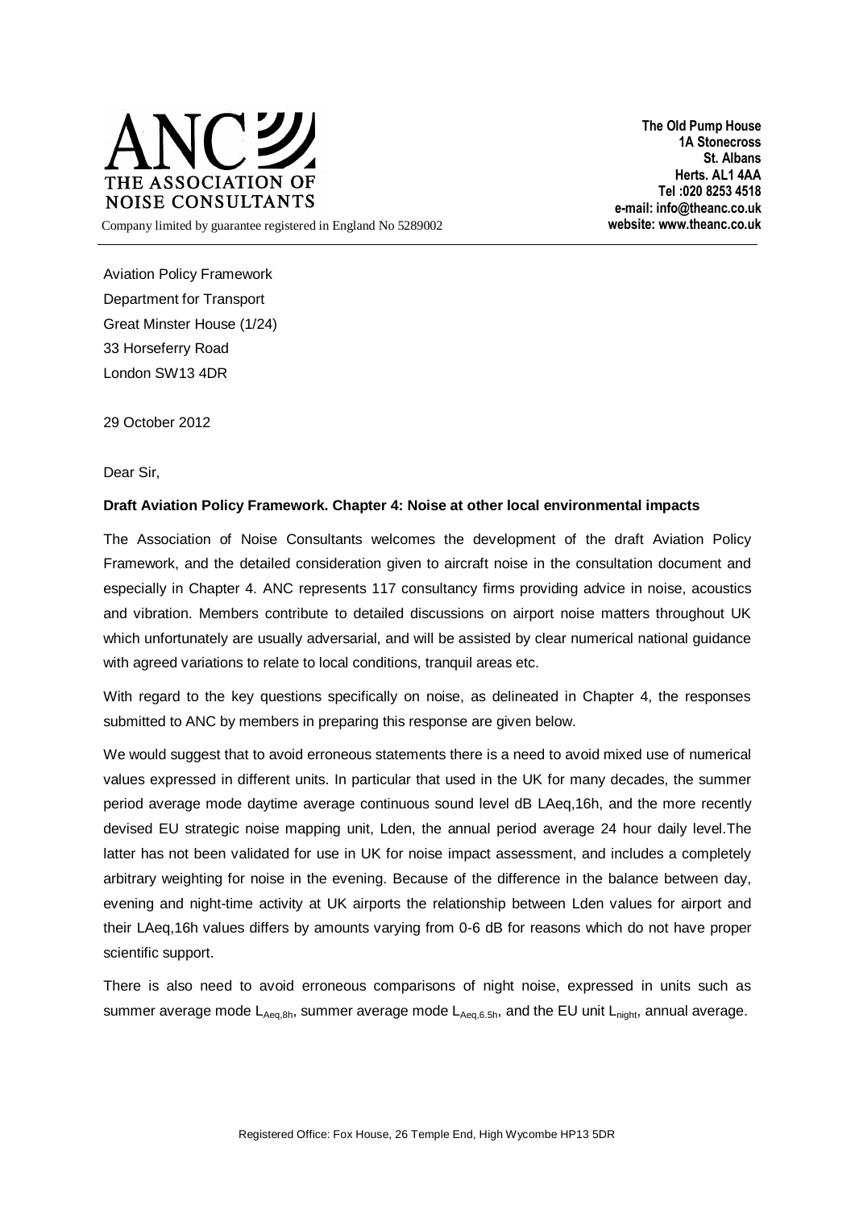**ANC**
**THE ASSOCIATION OF NOISE CONSULTANTS**

Company limited by guarantee registered in England No 5289002

**The Old Pump House**
**1A Stonecross**
**St. Albans**
**Herts. AL1 4AA**
**Tel :020 8253 4518**
**e-mail: info@theanc.co.uk**
**website: www.theanc.co.uk**

Aviation Policy Framework
Department for Transport
Great Minster House (1/24)
33 Horseferry Road
London SW13 4DR

29 October 2012

Dear Sir,

**Draft Aviation Policy Framework. Chapter 4: Noise at other local environmental impacts**

The Association of Noise Consultants welcomes the development of the draft Aviation Policy Framework, and the detailed consideration given to aircraft noise in the consultation document and especially in Chapter 4. ANC represents 117 consultancy firms providing advice in noise, acoustics and vibration. Members contribute to detailed discussions on airport noise matters throughout UK which unfortunately are usually adversarial, and will be assisted by clear numerical national guidance with agreed variations to relate to local conditions, tranquil areas etc.

With regard to the key questions specifically on noise, as delineated in Chapter 4, the responses submitted to ANC by members in preparing this response are given below.

We would suggest that to avoid erroneous statements there is a need to avoid mixed use of numerical values expressed in different units. In particular that used in the UK for many decades, the summer period average mode daytime average continuous sound level dB LAeq,16h, and the more recently devised EU strategic noise mapping unit, Lden, the annual period average 24 hour daily level.The latter has not been validated for use in UK for noise impact assessment, and includes a completely arbitrary weighting for noise in the evening. Because of the difference in the balance between day, evening and night-time activity at UK airports the relationship between Lden values for airport and their LAeq,16h values differs by amounts varying from 0-6 dB for reasons which do not have proper scientific support.

There is also need to avoid erroneous comparisons of night noise, expressed in units such as summer average mode $L_{Aeq,8h}$, summer average mode $L_{Aeq,6.5h}$, and the EU unit $L_{night}$, annual average.

Registered Office: Fox House, 26 Temple End, High Wycombe HP13 5DR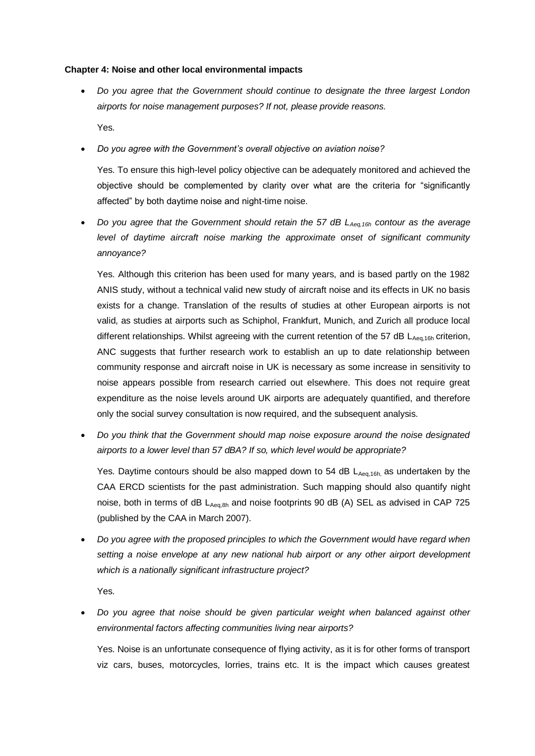**Chapter 4: Noise and other local environmental impacts**

- *Do you agree that the Government should continue to designate the three largest London airports for noise management purposes? If not, please provide reasons.*

  Yes.

- *Do you agree with the Government's overall objective on aviation noise?*

  Yes. To ensure this high-level policy objective can be adequately monitored and achieved the objective should be complemented by clarity over what are the criteria for "significantly affected" by both daytime noise and night-time noise.

- *Do you agree that the Government should retain the 57 dB $L_{Aeq,16h}$ contour as the average level of daytime aircraft noise marking the approximate onset of significant community annoyance?*

  Yes. Although this criterion has been used for many years, and is based partly on the 1982 ANIS study, without a technical valid new study of aircraft noise and its effects in UK no basis exists for a change. Translation of the results of studies at other European airports is not valid, as studies at airports such as Schiphol, Frankfurt, Munich, and Zurich all produce local different relationships. Whilst agreeing with the current retention of the 57 dB $L_{Aeq,16h}$ criterion, ANC suggests that further research work to establish an up to date relationship between community response and aircraft noise in UK is necessary as some increase in sensitivity to noise appears possible from research carried out elsewhere. This does not require great expenditure as the noise levels around UK airports are adequately quantified, and therefore only the social survey consultation is now required, and the subsequent analysis.

- *Do you think that the Government should map noise exposure around the noise designated airports to a lower level than 57 dBA? If so, which level would be appropriate?*

  Yes. Daytime contours should be also mapped down to 54 dB $L_{Aeq,16h,}$ as undertaken by the CAA ERCD scientists for the past administration. Such mapping should also quantify night noise, both in terms of dB $L_{Aeq,8h}$ and noise footprints 90 dB (A) SEL as advised in CAP 725 (published by the CAA in March 2007).

- *Do you agree with the proposed principles to which the Government would have regard when setting a noise envelope at any new national hub airport or any other airport development which is a nationally significant infrastructure project?*

  Yes.

- *Do you agree that noise should be given particular weight when balanced against other environmental factors affecting communities living near airports?*

  Yes. Noise is an unfortunate consequence of flying activity, as it is for other forms of transport viz cars, buses, motorcycles, lorries, trains etc. It is the impact which causes greatest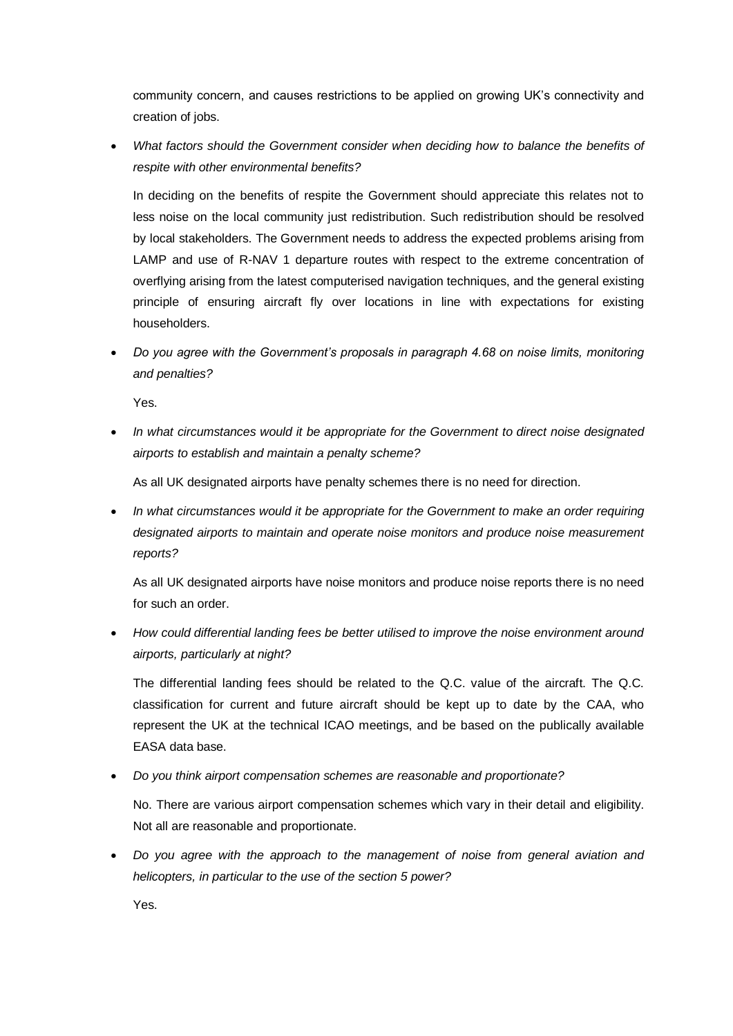community concern, and causes restrictions to be applied on growing UK's connectivity and creation of jobs.

- *What factors should the Government consider when deciding how to balance the benefits of respite with other environmental benefits?*

  In deciding on the benefits of respite the Government should appreciate this relates not to less noise on the local community just redistribution. Such redistribution should be resolved by local stakeholders. The Government needs to address the expected problems arising from LAMP and use of R-NAV 1 departure routes with respect to the extreme concentration of overflying arising from the latest computerised navigation techniques, and the general existing principle of ensuring aircraft fly over locations in line with expectations for existing householders.

- *Do you agree with the Government's proposals in paragraph 4.68 on noise limits, monitoring and penalties?*

  Yes.

- *In what circumstances would it be appropriate for the Government to direct noise designated airports to establish and maintain a penalty scheme?*

  As all UK designated airports have penalty schemes there is no need for direction.

- *In what circumstances would it be appropriate for the Government to make an order requiring designated airports to maintain and operate noise monitors and produce noise measurement reports?*

  As all UK designated airports have noise monitors and produce noise reports there is no need for such an order.

- *How could differential landing fees be better utilised to improve the noise environment around airports, particularly at night?*

  The differential landing fees should be related to the Q.C. value of the aircraft. The Q.C. classification for current and future aircraft should be kept up to date by the CAA, who represent the UK at the technical ICAO meetings, and be based on the publically available EASA data base.

- *Do you think airport compensation schemes are reasonable and proportionate?*

  No. There are various airport compensation schemes which vary in their detail and eligibility. Not all are reasonable and proportionate.

- *Do you agree with the approach to the management of noise from general aviation and helicopters, in particular to the use of the section 5 power?*

  Yes.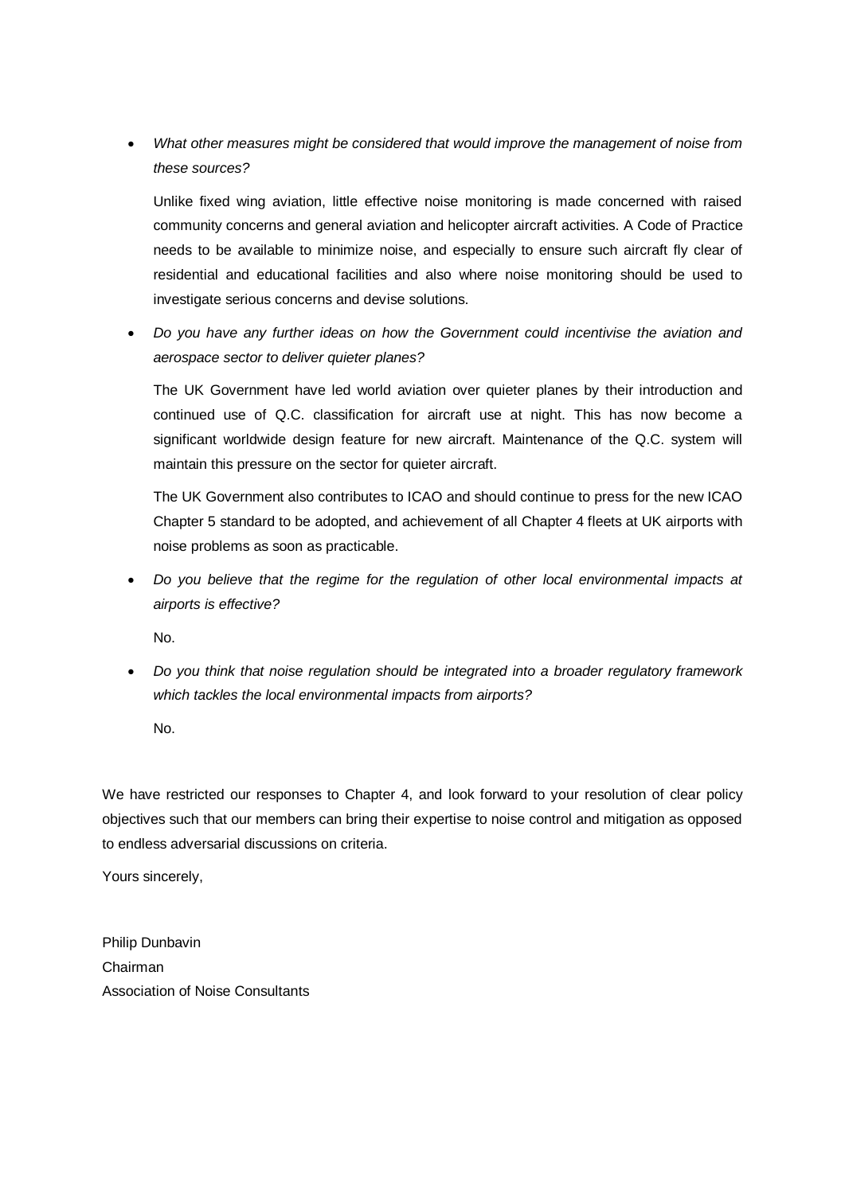- *What other measures might be considered that would improve the management of noise from these sources?*

  Unlike fixed wing aviation, little effective noise monitoring is made concerned with raised community concerns and general aviation and helicopter aircraft activities. A Code of Practice needs to be available to minimize noise, and especially to ensure such aircraft fly clear of residential and educational facilities and also where noise monitoring should be used to investigate serious concerns and devise solutions.

- *Do you have any further ideas on how the Government could incentivise the aviation and aerospace sector to deliver quieter planes?*

  The UK Government have led world aviation over quieter planes by their introduction and continued use of Q.C. classification for aircraft use at night. This has now become a significant worldwide design feature for new aircraft. Maintenance of the Q.C. system will maintain this pressure on the sector for quieter aircraft.

  The UK Government also contributes to ICAO and should continue to press for the new ICAO Chapter 5 standard to be adopted, and achievement of all Chapter 4 fleets at UK airports with noise problems as soon as practicable.

- *Do you believe that the regime for the regulation of other local environmental impacts at airports is effective?*

  No.

- *Do you think that noise regulation should be integrated into a broader regulatory framework which tackles the local environmental impacts from airports?*

  No.

We have restricted our responses to Chapter 4, and look forward to your resolution of clear policy objectives such that our members can bring their expertise to noise control and mitigation as opposed to endless adversarial discussions on criteria.

Yours sincerely,

Philip Dunbavin
Chairman
Association of Noise Consultants